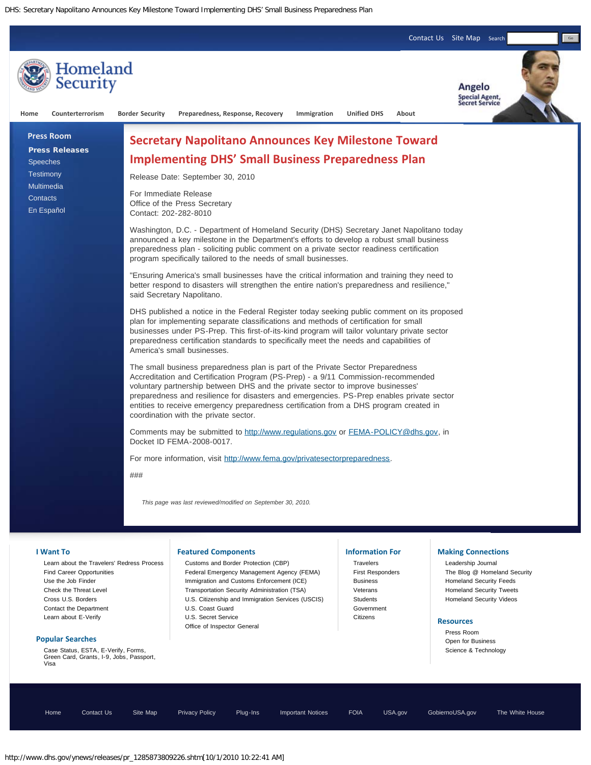Contact Us | Site Map | Search

# Homeland Security

Home | Counterterrorism | Border Security | Preparedness, Response, Recovery | Immigration | Unified DHS | About

Angelo
Special Agent, Secret Service

**Press Room**

- **Press Releases**
- Speeches
- Testimony
- Multimedia
- Contacts
- En Español

# Secretary Napolitano Announces Key Milestone Toward Implementing DHS' Small Business Preparedness Plan

Release Date: September 30, 2010

For Immediate Release
Office of the Press Secretary
Contact: 202-282-8010

Washington, D.C. - Department of Homeland Security (DHS) Secretary Janet Napolitano today announced a key milestone in the Department's efforts to develop a robust small business preparedness plan - soliciting public comment on a private sector readiness certification program specifically tailored to the needs of small businesses.

"Ensuring America's small businesses have the critical information and training they need to better respond to disasters will strengthen the entire nation's preparedness and resilience," said Secretary Napolitano.

DHS published a notice in the Federal Register today seeking public comment on its proposed plan for implementing separate classifications and methods of certification for small businesses under PS-Prep. This first-of-its-kind program will tailor voluntary private sector preparedness certification standards to specifically meet the needs and capabilities of America's small businesses.

The small business preparedness plan is part of the Private Sector Preparedness Accreditation and Certification Program (PS-Prep) - a 9/11 Commission-recommended voluntary partnership between DHS and the private sector to improve businesses' preparedness and resilience for disasters and emergencies. PS-Prep enables private sector entities to receive emergency preparedness certification from a DHS program created in coordination with the private sector.

Comments may be submitted to http://www.regulations.gov or FEMA-POLICY@dhs.gov, in Docket ID FEMA-2008-0017.

For more information, visit http://www.fema.gov/privatesectorpreparedness.

###

*This page was last reviewed/modified on September 30, 2010.*

### I Want To

- Learn about the Travelers' Redress Process
- Find Career Opportunities
- Use the Job Finder
- Check the Threat Level
- Cross U.S. Borders
- Contact the Department
- Learn about E-Verify

### Popular Searches

Case Status, ESTA, E-Verify, Forms, Green Card, Grants, I-9, Jobs, Passport, Visa

### Featured Components

- Customs and Border Protection (CBP)
- Federal Emergency Management Agency (FEMA)
- Immigration and Customs Enforcement (ICE)
- Transportation Security Administration (TSA)
- U.S. Citizenship and Immigration Services (USCIS)
- U.S. Coast Guard
- U.S. Secret Service
- Office of Inspector General

### Information For

- Travelers
- First Responders
- Business
- Veterans
- Students
- Government
- Citizens

### Making Connections

- Leadership Journal
- The Blog @ Homeland Security
- Homeland Security Feeds
- Homeland Security Tweets
- Homeland Security Videos

### Resources

- Press Room
- Open for Business
- Science & Technology

Home | Contact Us | Site Map | Privacy Policy | Plug-Ins | Important Notices | FOIA | USA.gov | GobiernoUSA.gov | The White House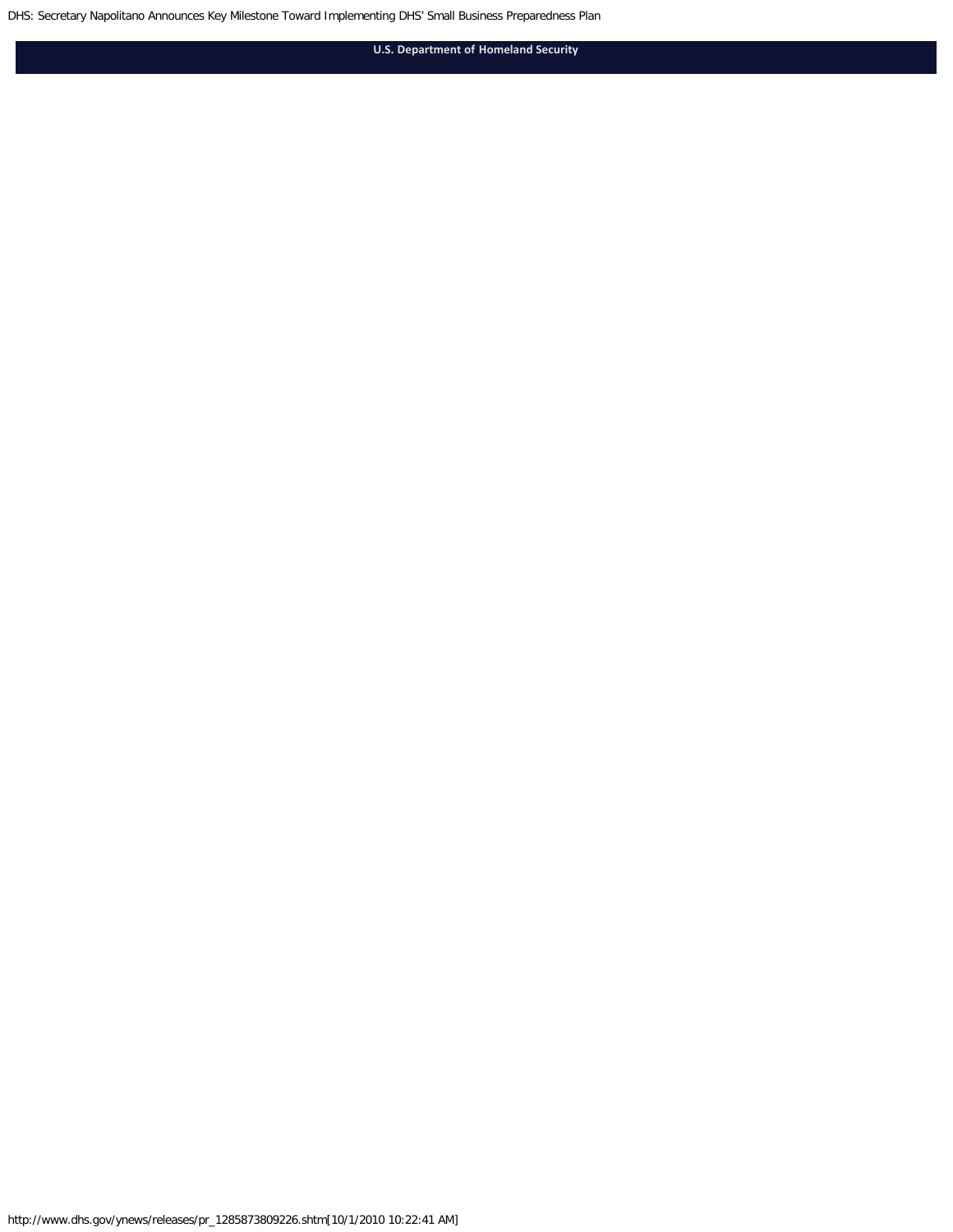U.S. Department of Homeland Security